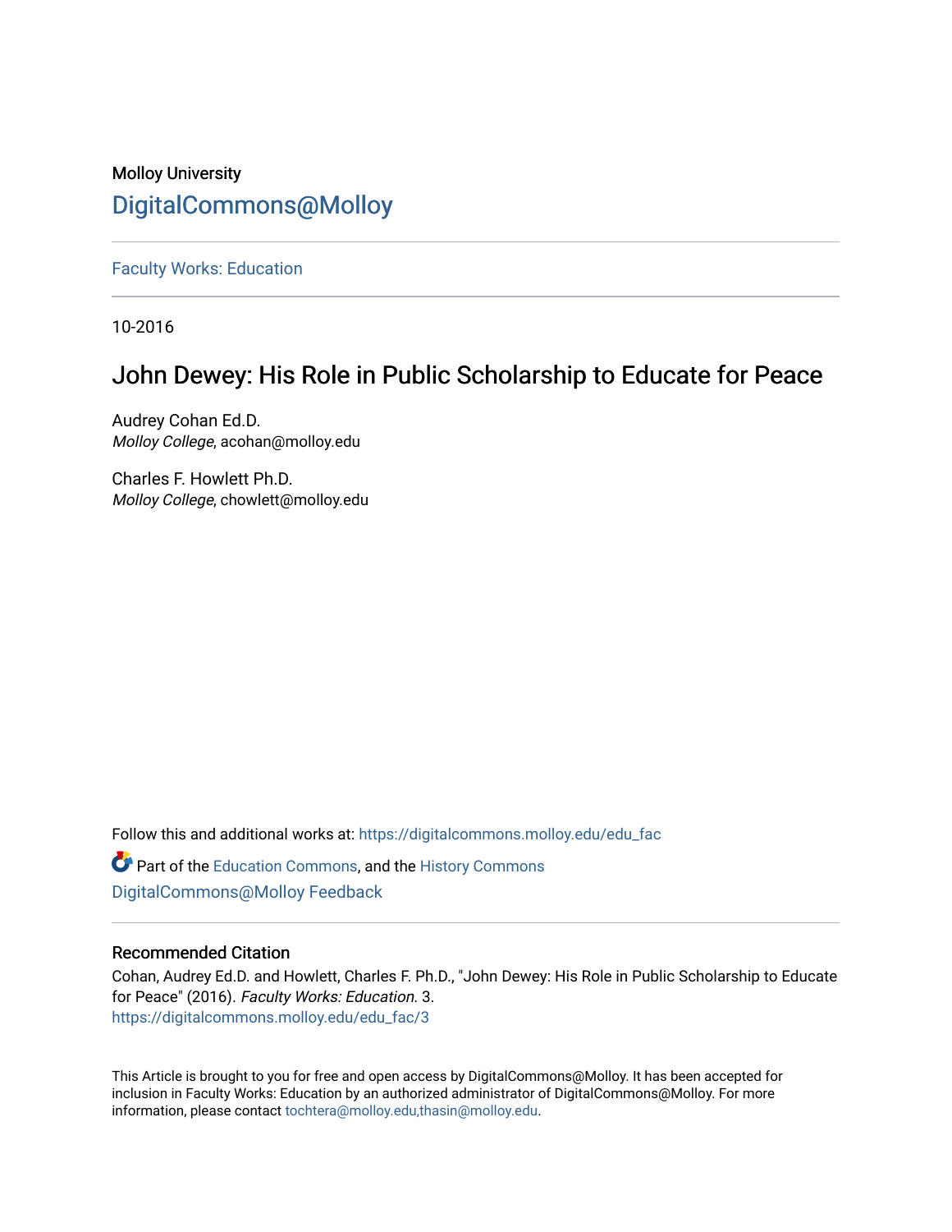Molloy University

DigitalCommons@Molloy

Faculty Works: Education

10-2016

# John Dewey: His Role in Public Scholarship to Educate for Peace

Audrey Cohan Ed.D.
*Molloy College*, acohan@molloy.edu

Charles F. Howlett Ph.D.
*Molloy College*, chowlett@molloy.edu

Follow this and additional works at: https://digitalcommons.molloy.edu/edu_fac

Part of the Education Commons, and the History Commons

DigitalCommons@Molloy Feedback

## Recommended Citation

Cohan, Audrey Ed.D. and Howlett, Charles F. Ph.D., "John Dewey: His Role in Public Scholarship to Educate for Peace" (2016). *Faculty Works: Education*. 3.
https://digitalcommons.molloy.edu/edu_fac/3

This Article is brought to you for free and open access by DigitalCommons@Molloy. It has been accepted for inclusion in Faculty Works: Education by an authorized administrator of DigitalCommons@Molloy. For more information, please contact tochtera@molloy.edu,thasin@molloy.edu.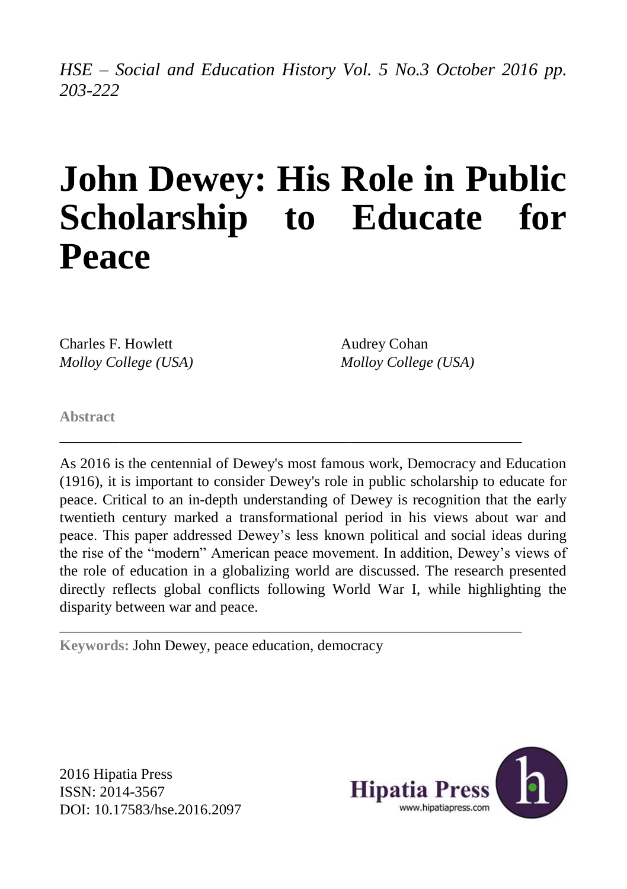*HSE – Social and Education History Vol. 5 No.3 October 2016 pp. 203-222*

# John Dewey: His Role in Public Scholarship to Educate for Peace

Charles F. Howlett
*Molloy College (USA)*

Audrey Cohan
*Molloy College (USA)*

**Abstract**

As 2016 is the centennial of Dewey's most famous work, Democracy and Education (1916), it is important to consider Dewey's role in public scholarship to educate for peace. Critical to an in-depth understanding of Dewey is recognition that the early twentieth century marked a transformational period in his views about war and peace. This paper addressed Dewey's less known political and social ideas during the rise of the "modern" American peace movement. In addition, Dewey's views of the role of education in a globalizing world are discussed. The research presented directly reflects global conflicts following World War I, while highlighting the disparity between war and peace.

**Keywords:** John Dewey, peace education, democracy

2016 Hipatia Press
ISSN: 2014-3567
DOI: 10.17583/hse.2016.2097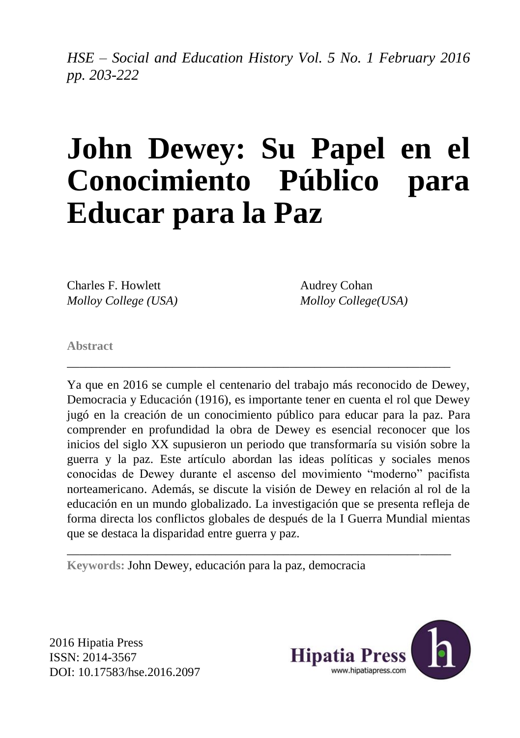# John Dewey: Su Papel en el Conocimiento Público para Educar para la Paz

Charles F. Howlett
*Molloy College (USA)*

Audrey Cohan
*Molloy College(USA)*

**Abstract**

---

Ya que en 2016 se cumple el centenario del trabajo más reconocido de Dewey, Democracia y Educación (1916), es importante tener en cuenta el rol que Dewey jugó en la creación de un conocimiento público para educar para la paz. Para comprender en profundidad la obra de Dewey es esencial reconocer que los inicios del siglo XX supusieron un periodo que transformaría su visión sobre la guerra y la paz. Este artículo abordan las ideas políticas y sociales menos conocidas de Dewey durante el ascenso del movimiento "moderno" pacifista norteamericano. Además, se discute la visión de Dewey en relación al rol de la educación en un mundo globalizado. La investigación que se presenta refleja de forma directa los conflictos globales de después de la I Guerra Mundial mientas que se destaca la disparidad entre guerra y paz.

---

**Keywords:** John Dewey, educación para la paz, democracia

2016 Hipatia Press
ISSN: 2014-3567
DOI: 10.17583/hse.2016.2097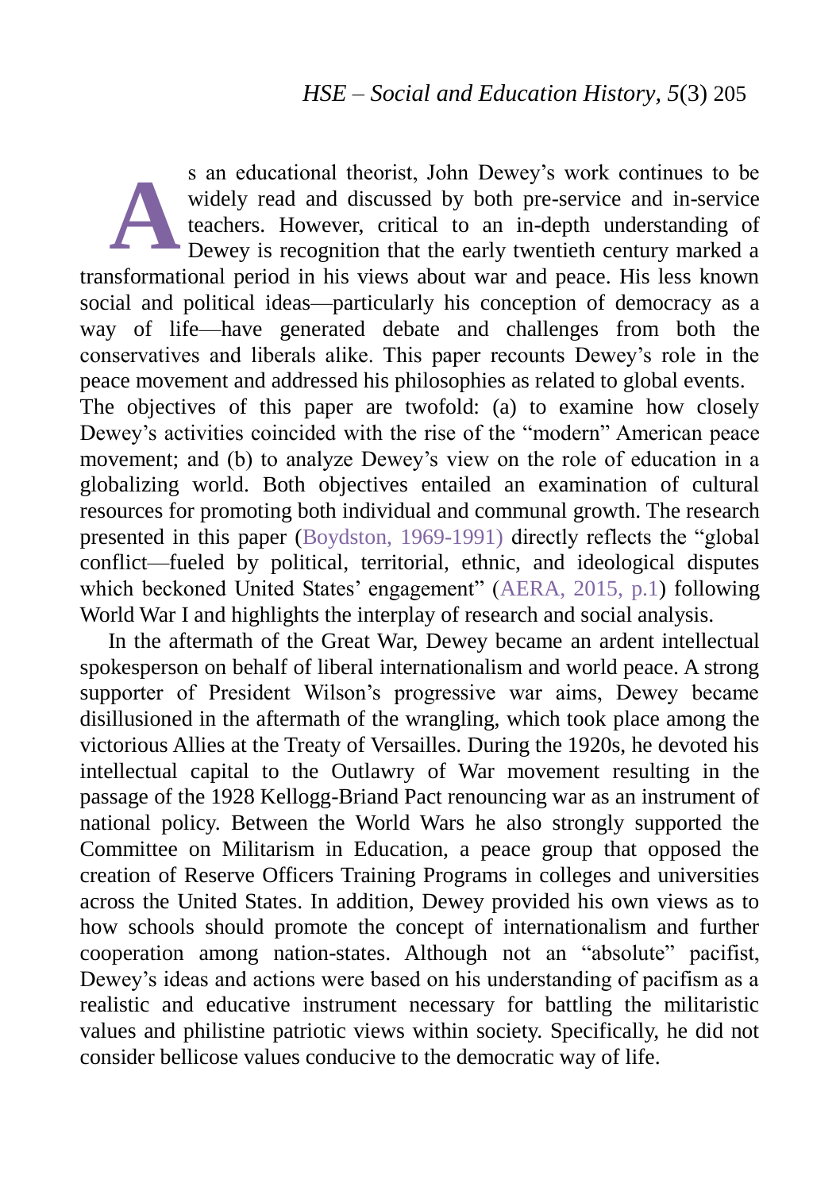As an educational theorist, John Dewey's work continues to be widely read and discussed by both pre-service and in-service teachers. However, critical to an in-depth understanding of Dewey is recognition that the early twentieth century marked a transformational period in his views about war and peace. His less known social and political ideas—particularly his conception of democracy as a way of life—have generated debate and challenges from both the conservatives and liberals alike. This paper recounts Dewey's role in the peace movement and addressed his philosophies as related to global events. The objectives of this paper are twofold: (a) to examine how closely Dewey's activities coincided with the rise of the "modern" American peace movement; and (b) to analyze Dewey's view on the role of education in a globalizing world. Both objectives entailed an examination of cultural resources for promoting both individual and communal growth. The research presented in this paper (Boydston, 1969-1991) directly reflects the "global conflict—fueled by political, territorial, ethnic, and ideological disputes which beckoned United States' engagement" (AERA, 2015, p.1) following World War I and highlights the interplay of research and social analysis.

In the aftermath of the Great War, Dewey became an ardent intellectual spokesperson on behalf of liberal internationalism and world peace. A strong supporter of President Wilson's progressive war aims, Dewey became disillusioned in the aftermath of the wrangling, which took place among the victorious Allies at the Treaty of Versailles. During the 1920s, he devoted his intellectual capital to the Outlawry of War movement resulting in the passage of the 1928 Kellogg-Briand Pact renouncing war as an instrument of national policy. Between the World Wars he also strongly supported the Committee on Militarism in Education, a peace group that opposed the creation of Reserve Officers Training Programs in colleges and universities across the United States. In addition, Dewey provided his own views as to how schools should promote the concept of internationalism and further cooperation among nation-states. Although not an "absolute" pacifist, Dewey's ideas and actions were based on his understanding of pacifism as a realistic and educative instrument necessary for battling the militaristic values and philistine patriotic views within society. Specifically, he did not consider bellicose values conducive to the democratic way of life.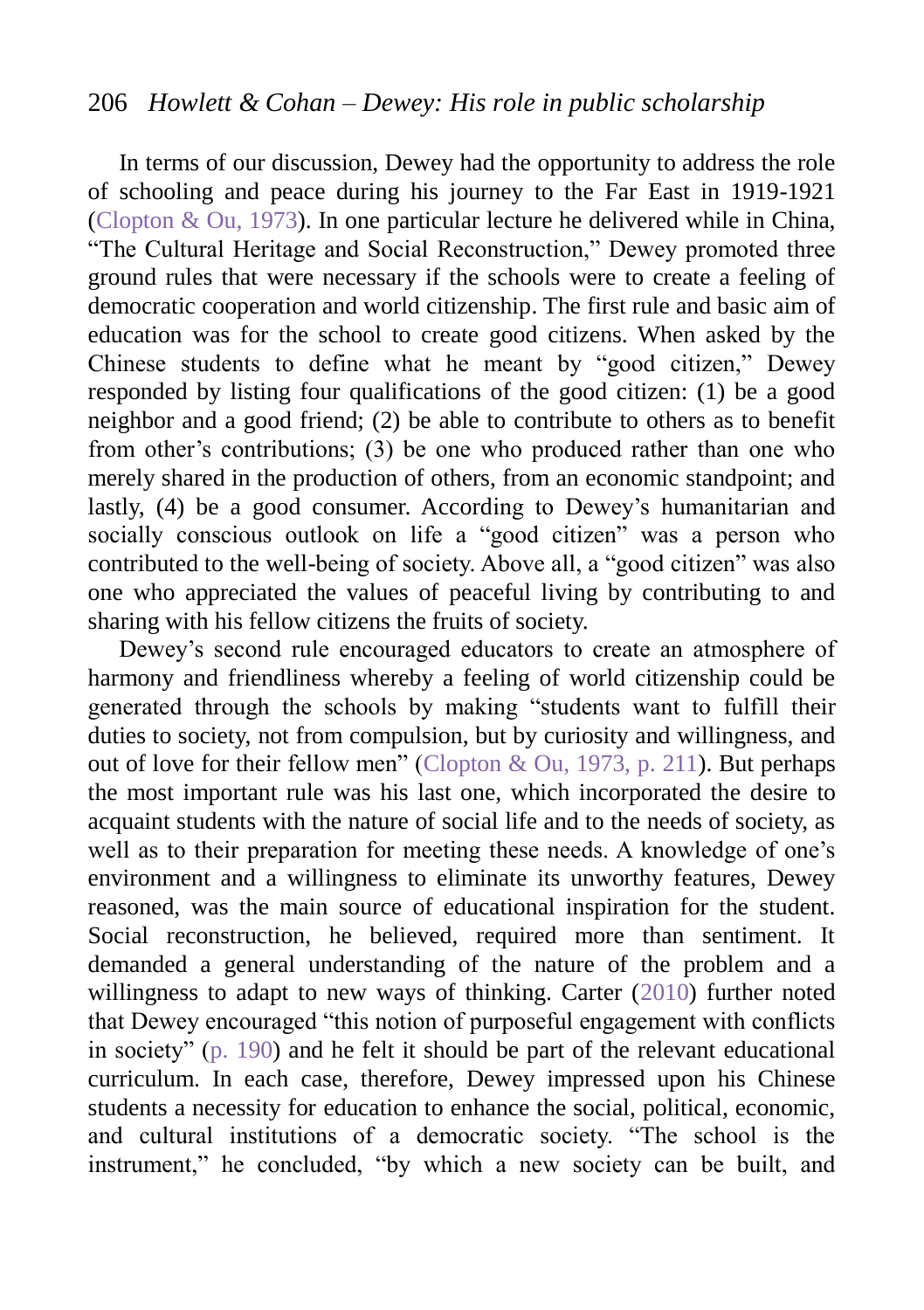In terms of our discussion, Dewey had the opportunity to address the role of schooling and peace during his journey to the Far East in 1919-1921 (Clopton & Ou, 1973). In one particular lecture he delivered while in China, "The Cultural Heritage and Social Reconstruction," Dewey promoted three ground rules that were necessary if the schools were to create a feeling of democratic cooperation and world citizenship. The first rule and basic aim of education was for the school to create good citizens. When asked by the Chinese students to define what he meant by "good citizen," Dewey responded by listing four qualifications of the good citizen: (1) be a good neighbor and a good friend; (2) be able to contribute to others as to benefit from other's contributions; (3) be one who produced rather than one who merely shared in the production of others, from an economic standpoint; and lastly, (4) be a good consumer. According to Dewey's humanitarian and socially conscious outlook on life a "good citizen" was a person who contributed to the well-being of society. Above all, a "good citizen" was also one who appreciated the values of peaceful living by contributing to and sharing with his fellow citizens the fruits of society.

Dewey's second rule encouraged educators to create an atmosphere of harmony and friendliness whereby a feeling of world citizenship could be generated through the schools by making "students want to fulfill their duties to society, not from compulsion, but by curiosity and willingness, and out of love for their fellow men" (Clopton & Ou, 1973, p. 211). But perhaps the most important rule was his last one, which incorporated the desire to acquaint students with the nature of social life and to the needs of society, as well as to their preparation for meeting these needs. A knowledge of one's environment and a willingness to eliminate its unworthy features, Dewey reasoned, was the main source of educational inspiration for the student. Social reconstruction, he believed, required more than sentiment. It demanded a general understanding of the nature of the problem and a willingness to adapt to new ways of thinking. Carter (2010) further noted that Dewey encouraged "this notion of purposeful engagement with conflicts in society" (p. 190) and he felt it should be part of the relevant educational curriculum. In each case, therefore, Dewey impressed upon his Chinese students a necessity for education to enhance the social, political, economic, and cultural institutions of a democratic society. "The school is the instrument," he concluded, "by which a new society can be built, and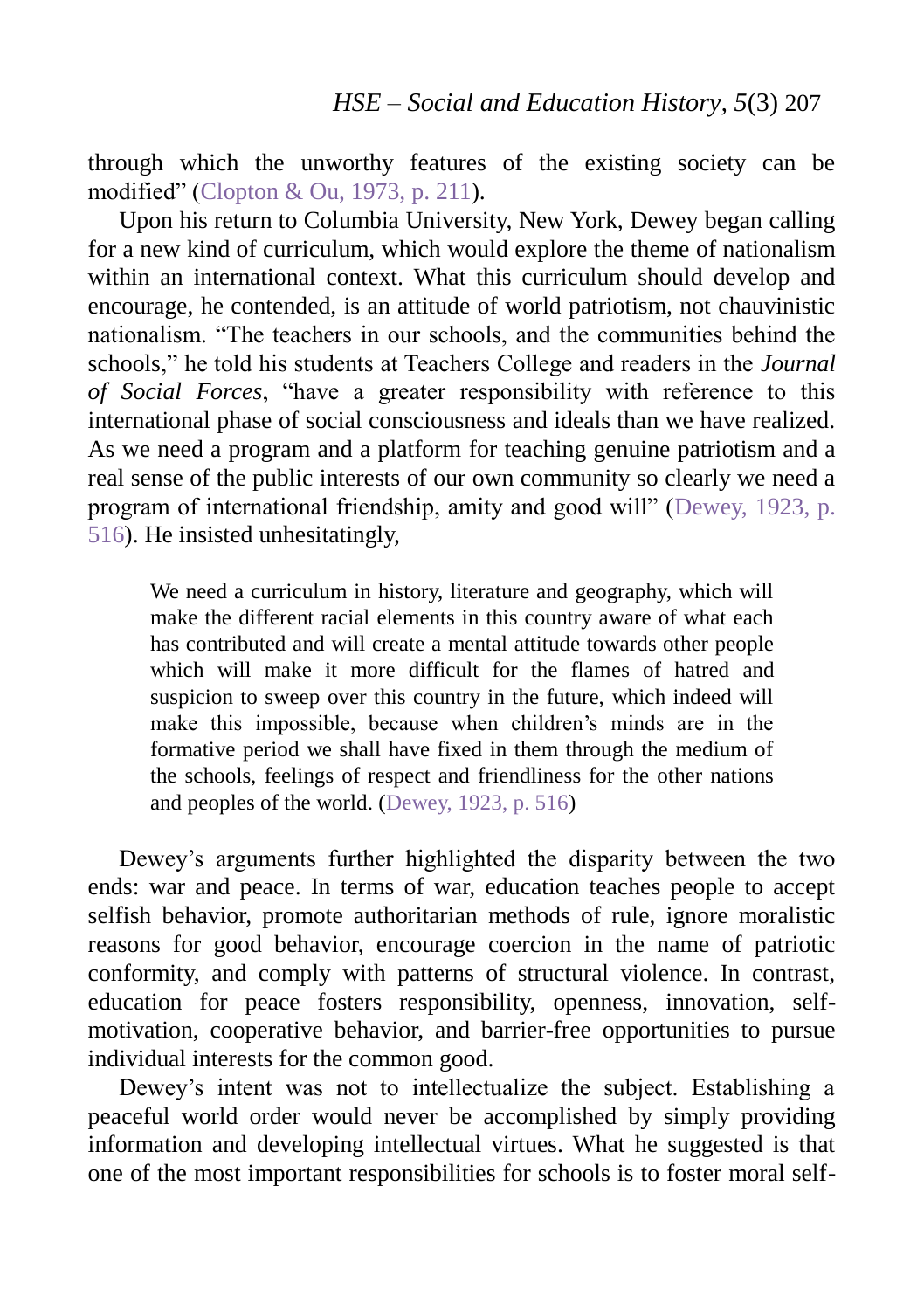through which the unworthy features of the existing society can be modified" (Clopton & Ou, 1973, p. 211).

Upon his return to Columbia University, New York, Dewey began calling for a new kind of curriculum, which would explore the theme of nationalism within an international context. What this curriculum should develop and encourage, he contended, is an attitude of world patriotism, not chauvinistic nationalism. "The teachers in our schools, and the communities behind the schools," he told his students at Teachers College and readers in the *Journal of Social Forces*, "have a greater responsibility with reference to this international phase of social consciousness and ideals than we have realized. As we need a program and a platform for teaching genuine patriotism and a real sense of the public interests of our own community so clearly we need a program of international friendship, amity and good will" (Dewey, 1923, p. 516). He insisted unhesitatingly,

> We need a curriculum in history, literature and geography, which will make the different racial elements in this country aware of what each has contributed and will create a mental attitude towards other people which will make it more difficult for the flames of hatred and suspicion to sweep over this country in the future, which indeed will make this impossible, because when children's minds are in the formative period we shall have fixed in them through the medium of the schools, feelings of respect and friendliness for the other nations and peoples of the world. (Dewey, 1923, p. 516)

Dewey's arguments further highlighted the disparity between the two ends: war and peace. In terms of war, education teaches people to accept selfish behavior, promote authoritarian methods of rule, ignore moralistic reasons for good behavior, encourage coercion in the name of patriotic conformity, and comply with patterns of structural violence. In contrast, education for peace fosters responsibility, openness, innovation, self-motivation, cooperative behavior, and barrier-free opportunities to pursue individual interests for the common good.

Dewey's intent was not to intellectualize the subject. Establishing a peaceful world order would never be accomplished by simply providing information and developing intellectual virtues. What he suggested is that one of the most important responsibilities for schools is to foster moral self-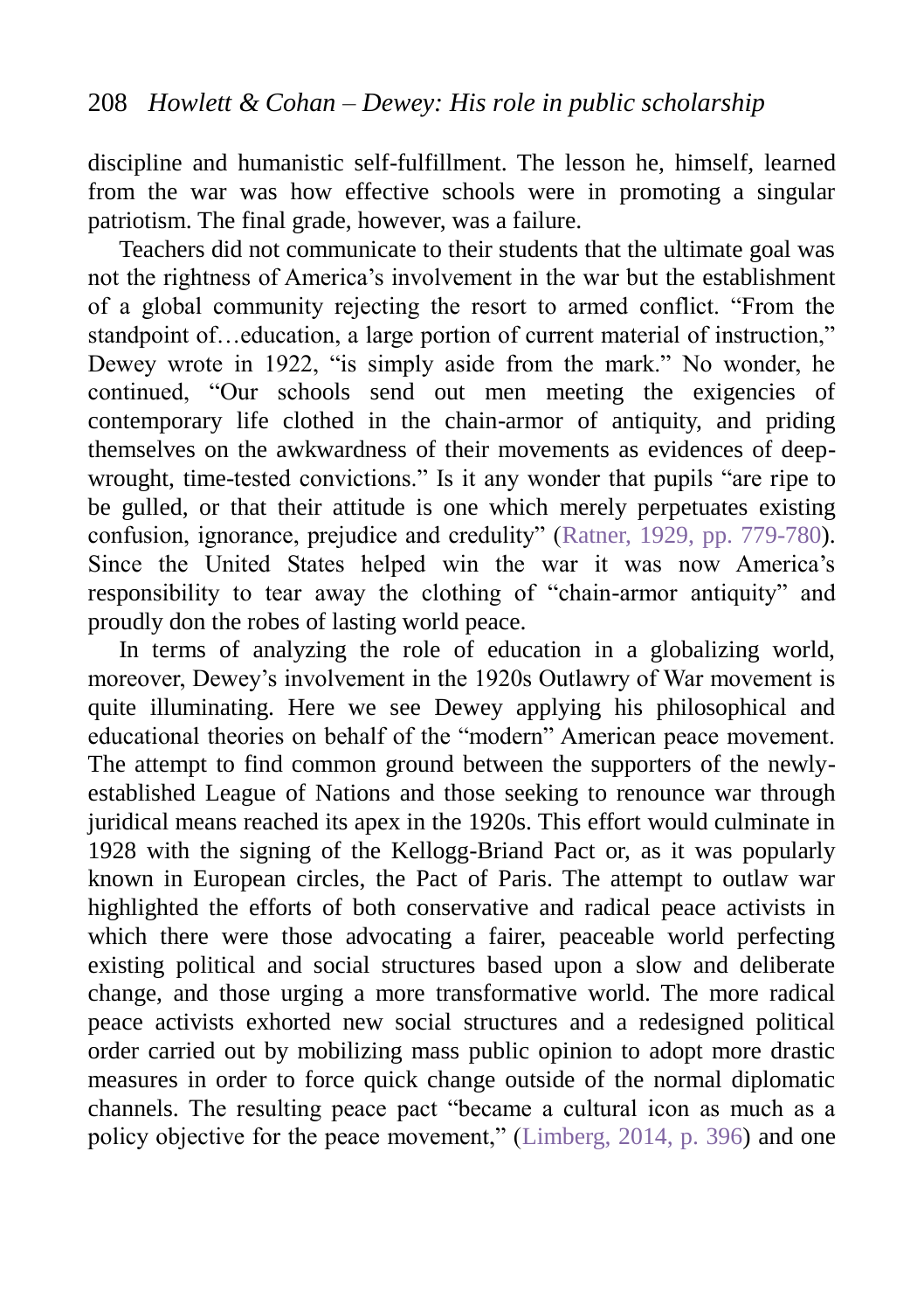discipline and humanistic self-fulfillment. The lesson he, himself, learned from the war was how effective schools were in promoting a singular patriotism. The final grade, however, was a failure.

Teachers did not communicate to their students that the ultimate goal was not the rightness of America's involvement in the war but the establishment of a global community rejecting the resort to armed conflict. "From the standpoint of…education, a large portion of current material of instruction," Dewey wrote in 1922, "is simply aside from the mark." No wonder, he continued, "Our schools send out men meeting the exigencies of contemporary life clothed in the chain-armor of antiquity, and priding themselves on the awkwardness of their movements as evidences of deep-wrought, time-tested convictions." Is it any wonder that pupils "are ripe to be gulled, or that their attitude is one which merely perpetuates existing confusion, ignorance, prejudice and credulity" (Ratner, 1929, pp. 779-780). Since the United States helped win the war it was now America's responsibility to tear away the clothing of "chain-armor antiquity" and proudly don the robes of lasting world peace.

In terms of analyzing the role of education in a globalizing world, moreover, Dewey's involvement in the 1920s Outlawry of War movement is quite illuminating. Here we see Dewey applying his philosophical and educational theories on behalf of the "modern" American peace movement. The attempt to find common ground between the supporters of the newly-established League of Nations and those seeking to renounce war through juridical means reached its apex in the 1920s. This effort would culminate in 1928 with the signing of the Kellogg-Briand Pact or, as it was popularly known in European circles, the Pact of Paris. The attempt to outlaw war highlighted the efforts of both conservative and radical peace activists in which there were those advocating a fairer, peaceable world perfecting existing political and social structures based upon a slow and deliberate change, and those urging a more transformative world. The more radical peace activists exhorted new social structures and a redesigned political order carried out by mobilizing mass public opinion to adopt more drastic measures in order to force quick change outside of the normal diplomatic channels. The resulting peace pact "became a cultural icon as much as a policy objective for the peace movement," (Limberg, 2014, p. 396) and one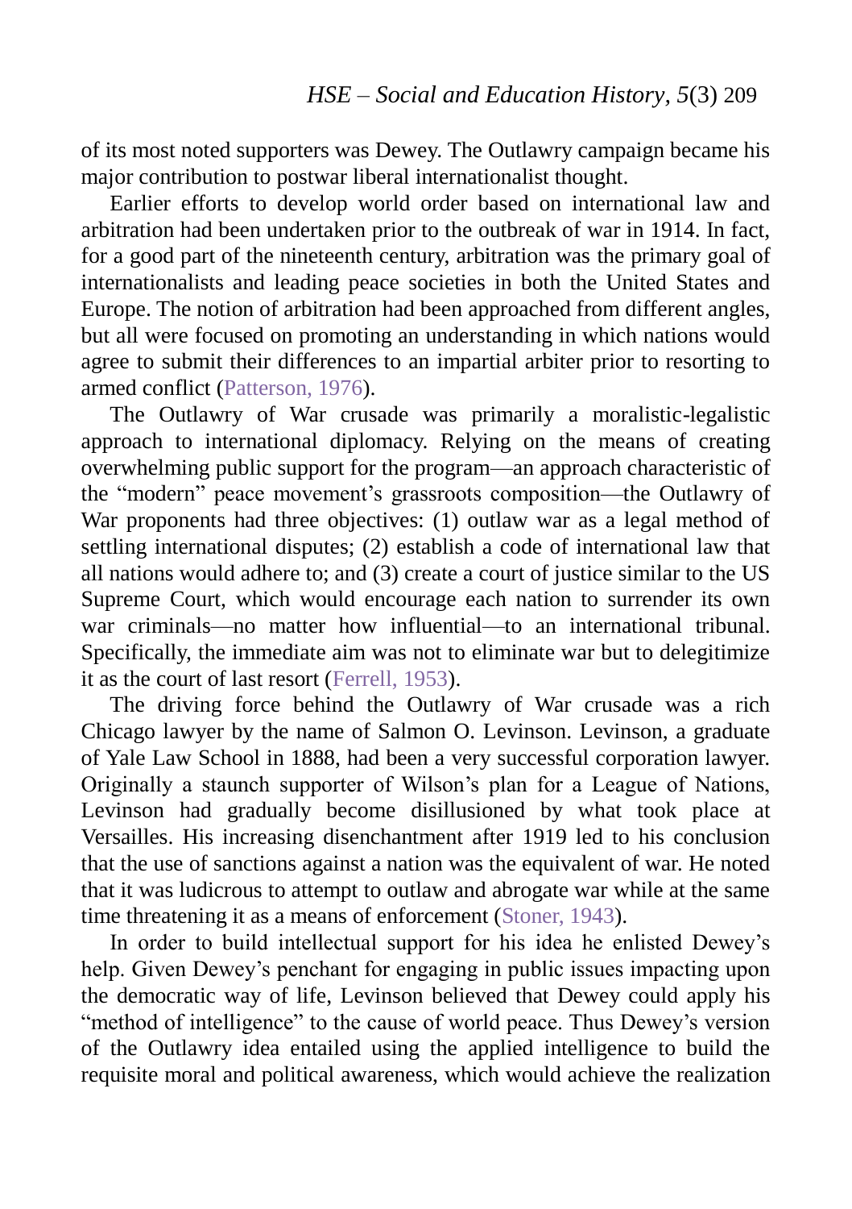of its most noted supporters was Dewey. The Outlawry campaign became his major contribution to postwar liberal internationalist thought.

Earlier efforts to develop world order based on international law and arbitration had been undertaken prior to the outbreak of war in 1914. In fact, for a good part of the nineteenth century, arbitration was the primary goal of internationalists and leading peace societies in both the United States and Europe. The notion of arbitration had been approached from different angles, but all were focused on promoting an understanding in which nations would agree to submit their differences to an impartial arbiter prior to resorting to armed conflict (Patterson, 1976).

The Outlawry of War crusade was primarily a moralistic-legalistic approach to international diplomacy. Relying on the means of creating overwhelming public support for the program—an approach characteristic of the "modern" peace movement's grassroots composition—the Outlawry of War proponents had three objectives: (1) outlaw war as a legal method of settling international disputes; (2) establish a code of international law that all nations would adhere to; and (3) create a court of justice similar to the US Supreme Court, which would encourage each nation to surrender its own war criminals—no matter how influential—to an international tribunal. Specifically, the immediate aim was not to eliminate war but to delegitimize it as the court of last resort (Ferrell, 1953).

The driving force behind the Outlawry of War crusade was a rich Chicago lawyer by the name of Salmon O. Levinson. Levinson, a graduate of Yale Law School in 1888, had been a very successful corporation lawyer. Originally a staunch supporter of Wilson's plan for a League of Nations, Levinson had gradually become disillusioned by what took place at Versailles. His increasing disenchantment after 1919 led to his conclusion that the use of sanctions against a nation was the equivalent of war. He noted that it was ludicrous to attempt to outlaw and abrogate war while at the same time threatening it as a means of enforcement (Stoner, 1943).

In order to build intellectual support for his idea he enlisted Dewey's help. Given Dewey's penchant for engaging in public issues impacting upon the democratic way of life, Levinson believed that Dewey could apply his "method of intelligence" to the cause of world peace. Thus Dewey's version of the Outlawry idea entailed using the applied intelligence to build the requisite moral and political awareness, which would achieve the realization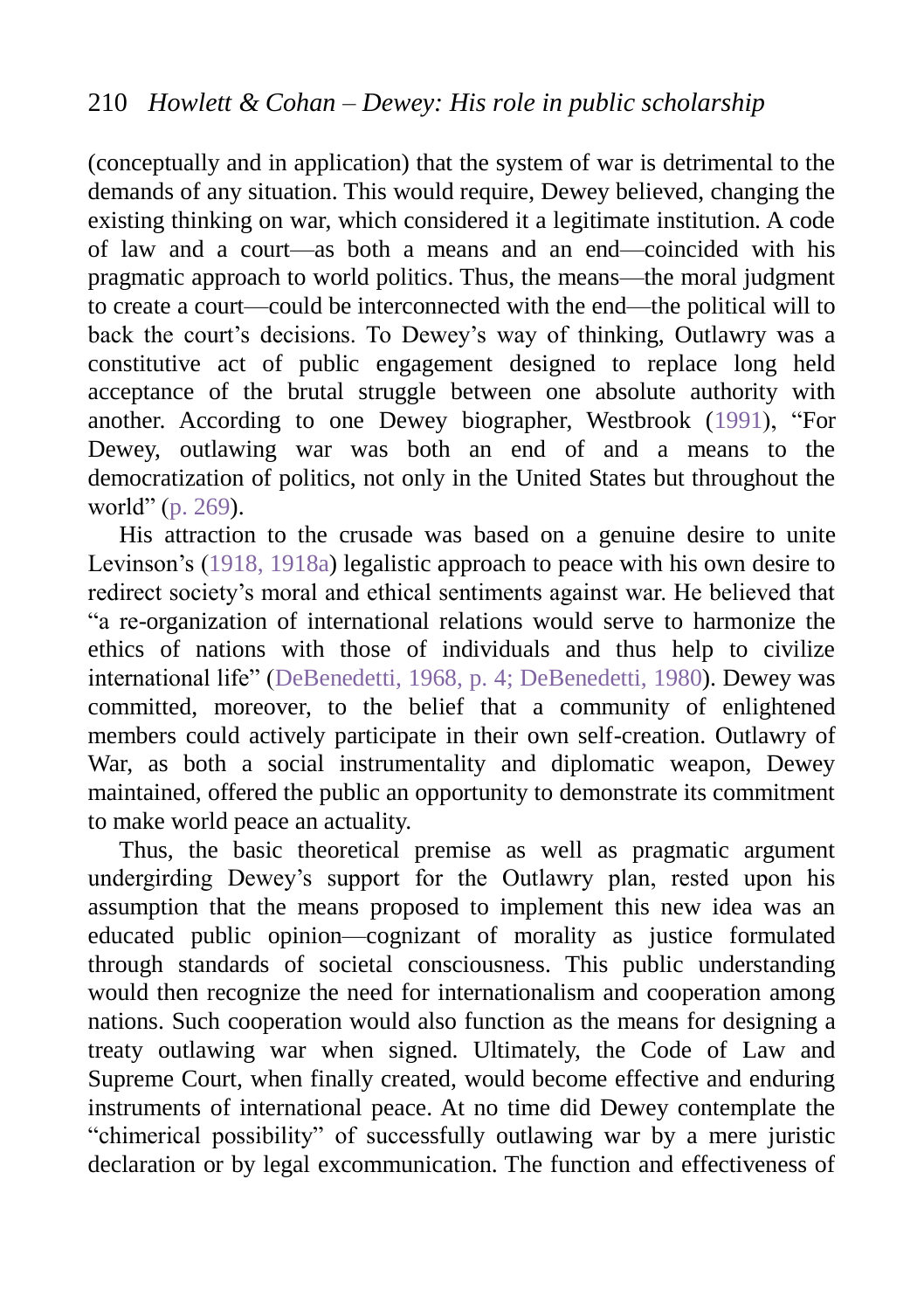(conceptually and in application) that the system of war is detrimental to the demands of any situation. This would require, Dewey believed, changing the existing thinking on war, which considered it a legitimate institution. A code of law and a court—as both a means and an end—coincided with his pragmatic approach to world politics. Thus, the means—the moral judgment to create a court—could be interconnected with the end—the political will to back the court's decisions. To Dewey's way of thinking, Outlawry was a constitutive act of public engagement designed to replace long held acceptance of the brutal struggle between one absolute authority with another. According to one Dewey biographer, Westbrook (1991), "For Dewey, outlawing war was both an end of and a means to the democratization of politics, not only in the United States but throughout the world" (p. 269).

His attraction to the crusade was based on a genuine desire to unite Levinson's (1918, 1918a) legalistic approach to peace with his own desire to redirect society's moral and ethical sentiments against war. He believed that "a re-organization of international relations would serve to harmonize the ethics of nations with those of individuals and thus help to civilize international life" (DeBenedetti, 1968, p. 4; DeBenedetti, 1980). Dewey was committed, moreover, to the belief that a community of enlightened members could actively participate in their own self-creation. Outlawry of War, as both a social instrumentality and diplomatic weapon, Dewey maintained, offered the public an opportunity to demonstrate its commitment to make world peace an actuality.

Thus, the basic theoretical premise as well as pragmatic argument undergirding Dewey's support for the Outlawry plan, rested upon his assumption that the means proposed to implement this new idea was an educated public opinion—cognizant of morality as justice formulated through standards of societal consciousness. This public understanding would then recognize the need for internationalism and cooperation among nations. Such cooperation would also function as the means for designing a treaty outlawing war when signed. Ultimately, the Code of Law and Supreme Court, when finally created, would become effective and enduring instruments of international peace. At no time did Dewey contemplate the "chimerical possibility" of successfully outlawing war by a mere juristic declaration or by legal excommunication. The function and effectiveness of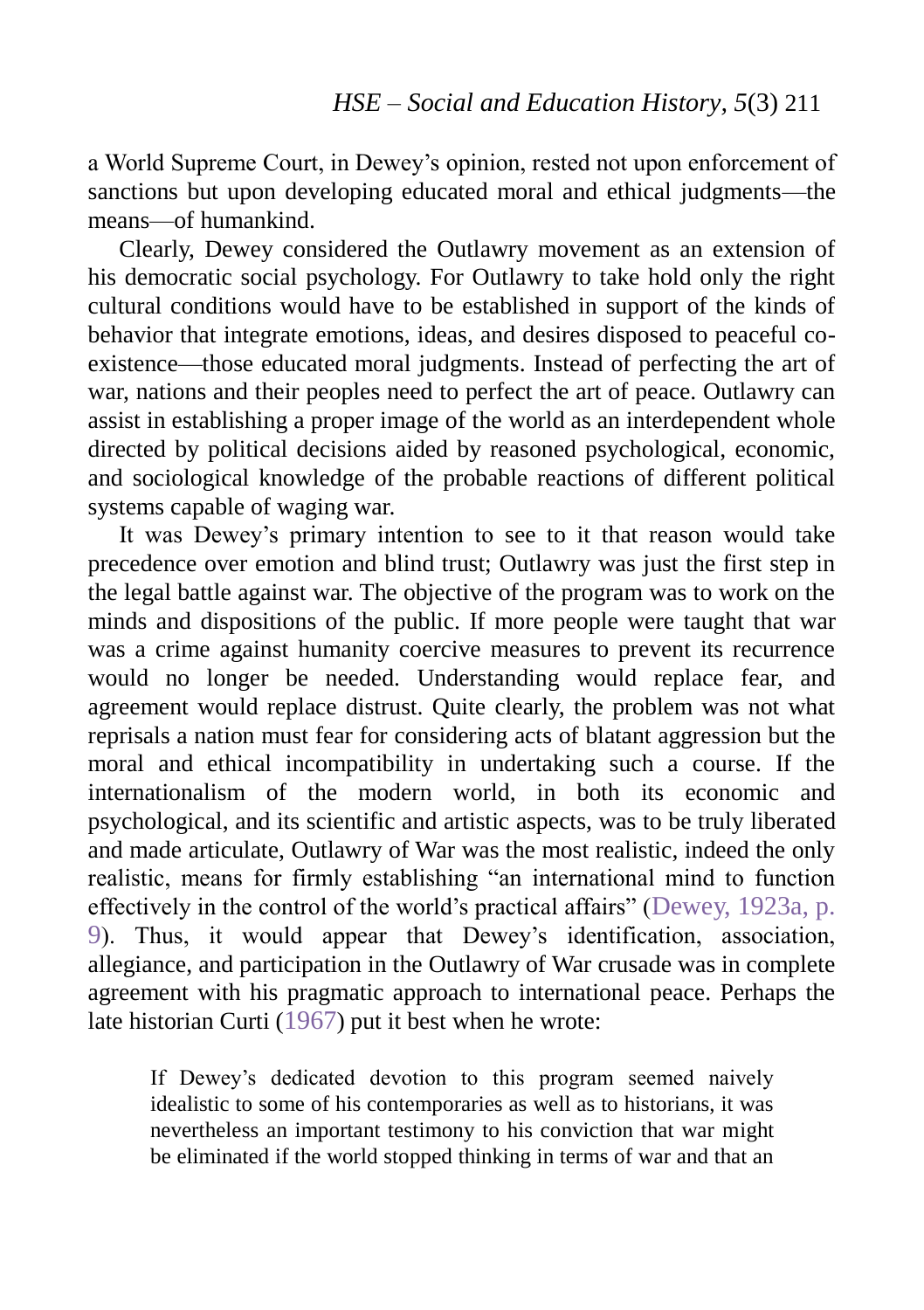a World Supreme Court, in Dewey's opinion, rested not upon enforcement of sanctions but upon developing educated moral and ethical judgments—the means—of humankind.

Clearly, Dewey considered the Outlawry movement as an extension of his democratic social psychology. For Outlawry to take hold only the right cultural conditions would have to be established in support of the kinds of behavior that integrate emotions, ideas, and desires disposed to peaceful co-existence—those educated moral judgments. Instead of perfecting the art of war, nations and their peoples need to perfect the art of peace. Outlawry can assist in establishing a proper image of the world as an interdependent whole directed by political decisions aided by reasoned psychological, economic, and sociological knowledge of the probable reactions of different political systems capable of waging war.

It was Dewey's primary intention to see to it that reason would take precedence over emotion and blind trust; Outlawry was just the first step in the legal battle against war. The objective of the program was to work on the minds and dispositions of the public. If more people were taught that war was a crime against humanity coercive measures to prevent its recurrence would no longer be needed. Understanding would replace fear, and agreement would replace distrust. Quite clearly, the problem was not what reprisals a nation must fear for considering acts of blatant aggression but the moral and ethical incompatibility in undertaking such a course. If the internationalism of the modern world, in both its economic and psychological, and its scientific and artistic aspects, was to be truly liberated and made articulate, Outlawry of War was the most realistic, indeed the only realistic, means for firmly establishing "an international mind to function effectively in the control of the world's practical affairs" (Dewey, 1923a, p. 9). Thus, it would appear that Dewey's identification, association, allegiance, and participation in the Outlawry of War crusade was in complete agreement with his pragmatic approach to international peace. Perhaps the late historian Curti (1967) put it best when he wrote:

> If Dewey's dedicated devotion to this program seemed naively idealistic to some of his contemporaries as well as to historians, it was nevertheless an important testimony to his conviction that war might be eliminated if the world stopped thinking in terms of war and that an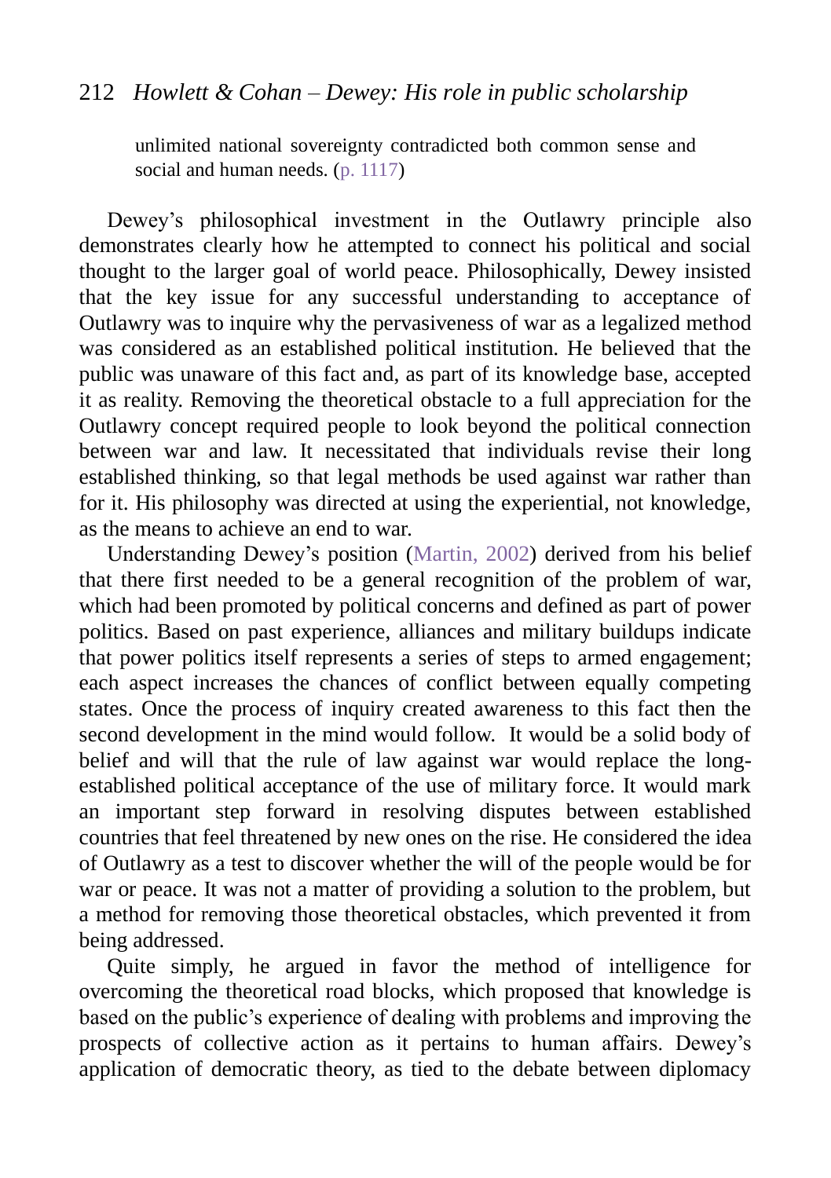> unlimited national sovereignty contradicted both common sense and social and human needs. (p. 1117)

Dewey's philosophical investment in the Outlawry principle also demonstrates clearly how he attempted to connect his political and social thought to the larger goal of world peace. Philosophically, Dewey insisted that the key issue for any successful understanding to acceptance of Outlawry was to inquire why the pervasiveness of war as a legalized method was considered as an established political institution. He believed that the public was unaware of this fact and, as part of its knowledge base, accepted it as reality. Removing the theoretical obstacle to a full appreciation for the Outlawry concept required people to look beyond the political connection between war and law. It necessitated that individuals revise their long established thinking, so that legal methods be used against war rather than for it. His philosophy was directed at using the experiential, not knowledge, as the means to achieve an end to war.

Understanding Dewey's position (Martin, 2002) derived from his belief that there first needed to be a general recognition of the problem of war, which had been promoted by political concerns and defined as part of power politics. Based on past experience, alliances and military buildups indicate that power politics itself represents a series of steps to armed engagement; each aspect increases the chances of conflict between equally competing states. Once the process of inquiry created awareness to this fact then the second development in the mind would follow. It would be a solid body of belief and will that the rule of law against war would replace the long-established political acceptance of the use of military force. It would mark an important step forward in resolving disputes between established countries that feel threatened by new ones on the rise. He considered the idea of Outlawry as a test to discover whether the will of the people would be for war or peace. It was not a matter of providing a solution to the problem, but a method for removing those theoretical obstacles, which prevented it from being addressed.

Quite simply, he argued in favor the method of intelligence for overcoming the theoretical road blocks, which proposed that knowledge is based on the public's experience of dealing with problems and improving the prospects of collective action as it pertains to human affairs. Dewey's application of democratic theory, as tied to the debate between diplomacy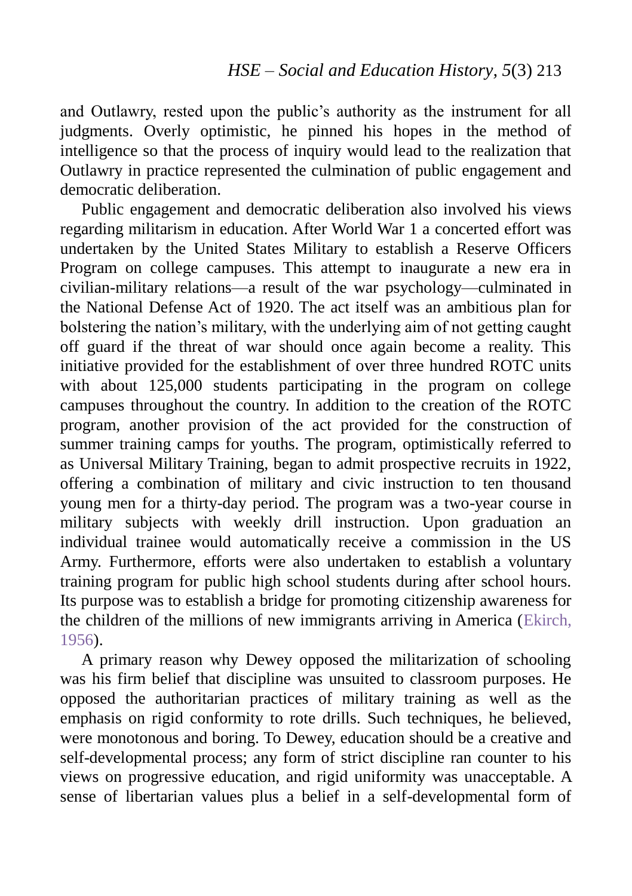and Outlawry, rested upon the public's authority as the instrument for all judgments. Overly optimistic, he pinned his hopes in the method of intelligence so that the process of inquiry would lead to the realization that Outlawry in practice represented the culmination of public engagement and democratic deliberation.

Public engagement and democratic deliberation also involved his views regarding militarism in education. After World War 1 a concerted effort was undertaken by the United States Military to establish a Reserve Officers Program on college campuses. This attempt to inaugurate a new era in civilian-military relations—a result of the war psychology—culminated in the National Defense Act of 1920. The act itself was an ambitious plan for bolstering the nation's military, with the underlying aim of not getting caught off guard if the threat of war should once again become a reality. This initiative provided for the establishment of over three hundred ROTC units with about 125,000 students participating in the program on college campuses throughout the country. In addition to the creation of the ROTC program, another provision of the act provided for the construction of summer training camps for youths. The program, optimistically referred to as Universal Military Training, began to admit prospective recruits in 1922, offering a combination of military and civic instruction to ten thousand young men for a thirty-day period. The program was a two-year course in military subjects with weekly drill instruction. Upon graduation an individual trainee would automatically receive a commission in the US Army. Furthermore, efforts were also undertaken to establish a voluntary training program for public high school students during after school hours. Its purpose was to establish a bridge for promoting citizenship awareness for the children of the millions of new immigrants arriving in America (Ekirch, 1956).

A primary reason why Dewey opposed the militarization of schooling was his firm belief that discipline was unsuited to classroom purposes. He opposed the authoritarian practices of military training as well as the emphasis on rigid conformity to rote drills. Such techniques, he believed, were monotonous and boring. To Dewey, education should be a creative and self-developmental process; any form of strict discipline ran counter to his views on progressive education, and rigid uniformity was unacceptable. A sense of libertarian values plus a belief in a self-developmental form of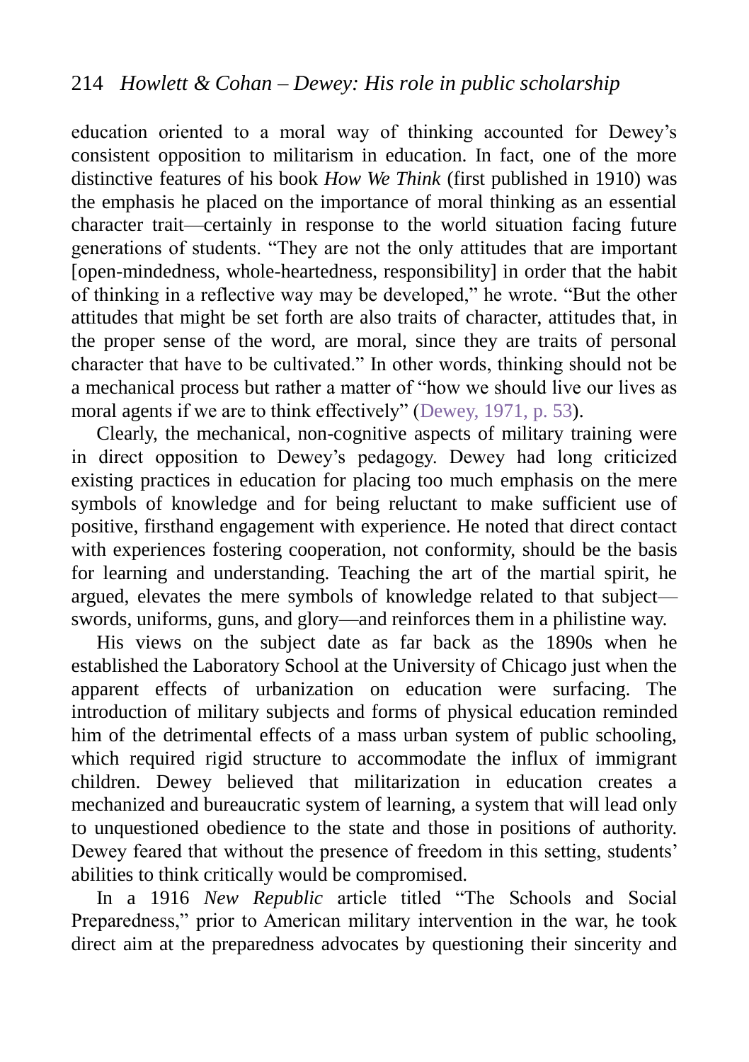education oriented to a moral way of thinking accounted for Dewey's consistent opposition to militarism in education. In fact, one of the more distinctive features of his book *How We Think* (first published in 1910) was the emphasis he placed on the importance of moral thinking as an essential character trait—certainly in response to the world situation facing future generations of students. "They are not the only attitudes that are important [open-mindedness, whole-heartedness, responsibility] in order that the habit of thinking in a reflective way may be developed," he wrote. "But the other attitudes that might be set forth are also traits of character, attitudes that, in the proper sense of the word, are moral, since they are traits of personal character that have to be cultivated." In other words, thinking should not be a mechanical process but rather a matter of "how we should live our lives as moral agents if we are to think effectively" (Dewey, 1971, p. 53).

Clearly, the mechanical, non-cognitive aspects of military training were in direct opposition to Dewey's pedagogy. Dewey had long criticized existing practices in education for placing too much emphasis on the mere symbols of knowledge and for being reluctant to make sufficient use of positive, firsthand engagement with experience. He noted that direct contact with experiences fostering cooperation, not conformity, should be the basis for learning and understanding. Teaching the art of the martial spirit, he argued, elevates the mere symbols of knowledge related to that subject—swords, uniforms, guns, and glory—and reinforces them in a philistine way.

His views on the subject date as far back as the 1890s when he established the Laboratory School at the University of Chicago just when the apparent effects of urbanization on education were surfacing. The introduction of military subjects and forms of physical education reminded him of the detrimental effects of a mass urban system of public schooling, which required rigid structure to accommodate the influx of immigrant children. Dewey believed that militarization in education creates a mechanized and bureaucratic system of learning, a system that will lead only to unquestioned obedience to the state and those in positions of authority. Dewey feared that without the presence of freedom in this setting, students' abilities to think critically would be compromised.

In a 1916 *New Republic* article titled "The Schools and Social Preparedness," prior to American military intervention in the war, he took direct aim at the preparedness advocates by questioning their sincerity and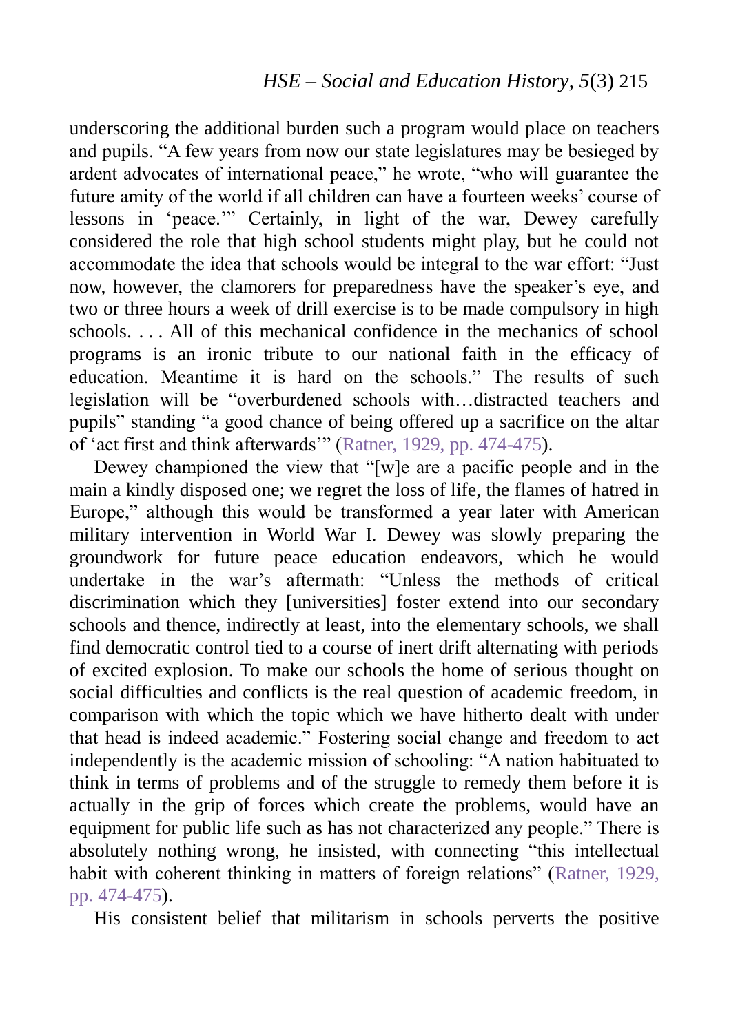underscoring the additional burden such a program would place on teachers and pupils. "A few years from now our state legislatures may be besieged by ardent advocates of international peace," he wrote, "who will guarantee the future amity of the world if all children can have a fourteen weeks' course of lessons in 'peace.'" Certainly, in light of the war, Dewey carefully considered the role that high school students might play, but he could not accommodate the idea that schools would be integral to the war effort: "Just now, however, the clamorers for preparedness have the speaker's eye, and two or three hours a week of drill exercise is to be made compulsory in high schools. . . . All of this mechanical confidence in the mechanics of school programs is an ironic tribute to our national faith in the efficacy of education. Meantime it is hard on the schools." The results of such legislation will be "overburdened schools with…distracted teachers and pupils" standing "a good chance of being offered up a sacrifice on the altar of 'act first and think afterwards'" (Ratner, 1929, pp. 474-475).

Dewey championed the view that "[w]e are a pacific people and in the main a kindly disposed one; we regret the loss of life, the flames of hatred in Europe," although this would be transformed a year later with American military intervention in World War I. Dewey was slowly preparing the groundwork for future peace education endeavors, which he would undertake in the war's aftermath: "Unless the methods of critical discrimination which they [universities] foster extend into our secondary schools and thence, indirectly at least, into the elementary schools, we shall find democratic control tied to a course of inert drift alternating with periods of excited explosion. To make our schools the home of serious thought on social difficulties and conflicts is the real question of academic freedom, in comparison with which the topic which we have hitherto dealt with under that head is indeed academic." Fostering social change and freedom to act independently is the academic mission of schooling: "A nation habituated to think in terms of problems and of the struggle to remedy them before it is actually in the grip of forces which create the problems, would have an equipment for public life such as has not characterized any people." There is absolutely nothing wrong, he insisted, with connecting "this intellectual habit with coherent thinking in matters of foreign relations" (Ratner, 1929, pp. 474-475).

His consistent belief that militarism in schools perverts the positive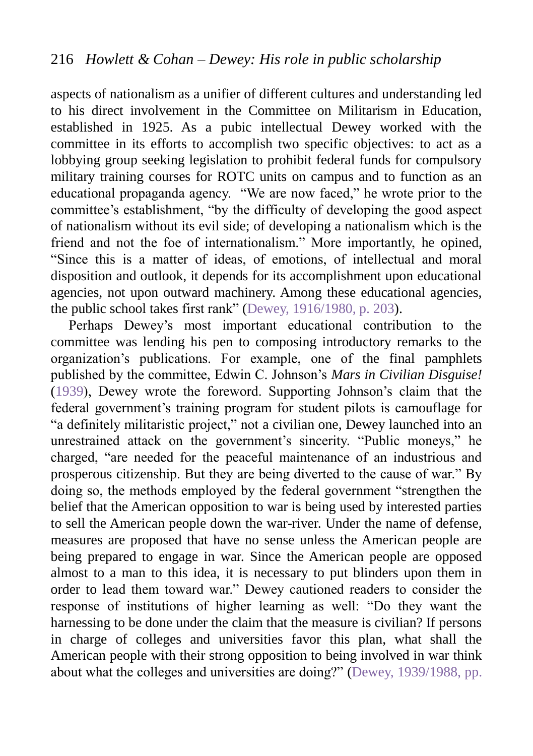aspects of nationalism as a unifier of different cultures and understanding led to his direct involvement in the Committee on Militarism in Education, established in 1925. As a pubic intellectual Dewey worked with the committee in its efforts to accomplish two specific objectives: to act as a lobbying group seeking legislation to prohibit federal funds for compulsory military training courses for ROTC units on campus and to function as an educational propaganda agency. "We are now faced," he wrote prior to the committee's establishment, "by the difficulty of developing the good aspect of nationalism without its evil side; of developing a nationalism which is the friend and not the foe of internationalism." More importantly, he opined, "Since this is a matter of ideas, of emotions, of intellectual and moral disposition and outlook, it depends for its accomplishment upon educational agencies, not upon outward machinery. Among these educational agencies, the public school takes first rank" (Dewey, 1916/1980, p. 203).

Perhaps Dewey's most important educational contribution to the committee was lending his pen to composing introductory remarks to the organization's publications. For example, one of the final pamphlets published by the committee, Edwin C. Johnson's *Mars in Civilian Disguise!* (1939), Dewey wrote the foreword. Supporting Johnson's claim that the federal government's training program for student pilots is camouflage for "a definitely militaristic project," not a civilian one, Dewey launched into an unrestrained attack on the government's sincerity. "Public moneys," he charged, "are needed for the peaceful maintenance of an industrious and prosperous citizenship. But they are being diverted to the cause of war." By doing so, the methods employed by the federal government "strengthen the belief that the American opposition to war is being used by interested parties to sell the American people down the war-river. Under the name of defense, measures are proposed that have no sense unless the American people are being prepared to engage in war. Since the American people are opposed almost to a man to this idea, it is necessary to put blinders upon them in order to lead them toward war." Dewey cautioned readers to consider the response of institutions of higher learning as well: "Do they want the harnessing to be done under the claim that the measure is civilian? If persons in charge of colleges and universities favor this plan, what shall the American people with their strong opposition to being involved in war think about what the colleges and universities are doing?" (Dewey, 1939/1988, pp.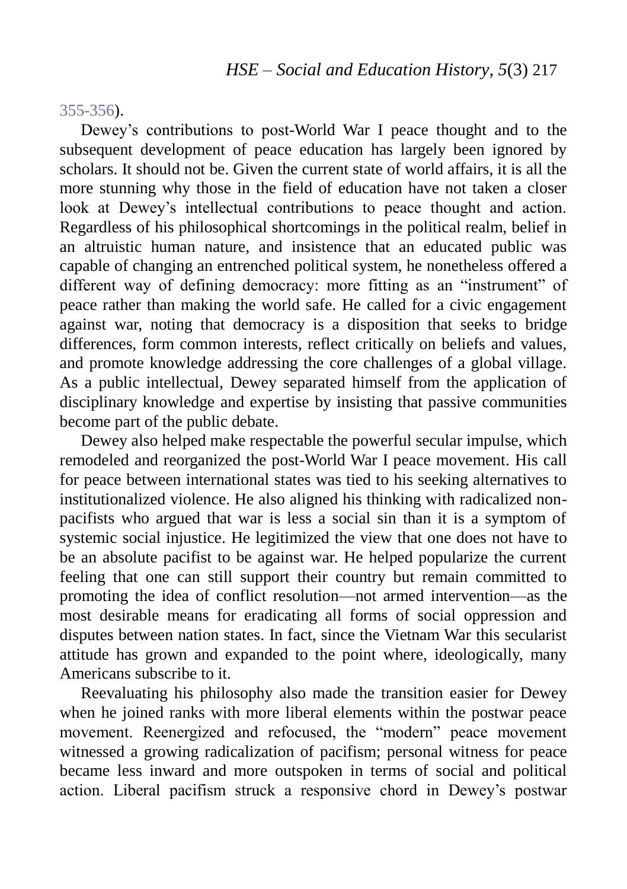355-356).

Dewey's contributions to post-World War I peace thought and to the subsequent development of peace education has largely been ignored by scholars. It should not be. Given the current state of world affairs, it is all the more stunning why those in the field of education have not taken a closer look at Dewey's intellectual contributions to peace thought and action. Regardless of his philosophical shortcomings in the political realm, belief in an altruistic human nature, and insistence that an educated public was capable of changing an entrenched political system, he nonetheless offered a different way of defining democracy: more fitting as an "instrument" of peace rather than making the world safe. He called for a civic engagement against war, noting that democracy is a disposition that seeks to bridge differences, form common interests, reflect critically on beliefs and values, and promote knowledge addressing the core challenges of a global village. As a public intellectual, Dewey separated himself from the application of disciplinary knowledge and expertise by insisting that passive communities become part of the public debate.

Dewey also helped make respectable the powerful secular impulse, which remodeled and reorganized the post-World War I peace movement. His call for peace between international states was tied to his seeking alternatives to institutionalized violence. He also aligned his thinking with radicalized non-pacifists who argued that war is less a social sin than it is a symptom of systemic social injustice. He legitimized the view that one does not have to be an absolute pacifist to be against war. He helped popularize the current feeling that one can still support their country but remain committed to promoting the idea of conflict resolution—not armed intervention—as the most desirable means for eradicating all forms of social oppression and disputes between nation states. In fact, since the Vietnam War this secularist attitude has grown and expanded to the point where, ideologically, many Americans subscribe to it.

Reevaluating his philosophy also made the transition easier for Dewey when he joined ranks with more liberal elements within the postwar peace movement. Reenergized and refocused, the "modern" peace movement witnessed a growing radicalization of pacifism; personal witness for peace became less inward and more outspoken in terms of social and political action. Liberal pacifism struck a responsive chord in Dewey's postwar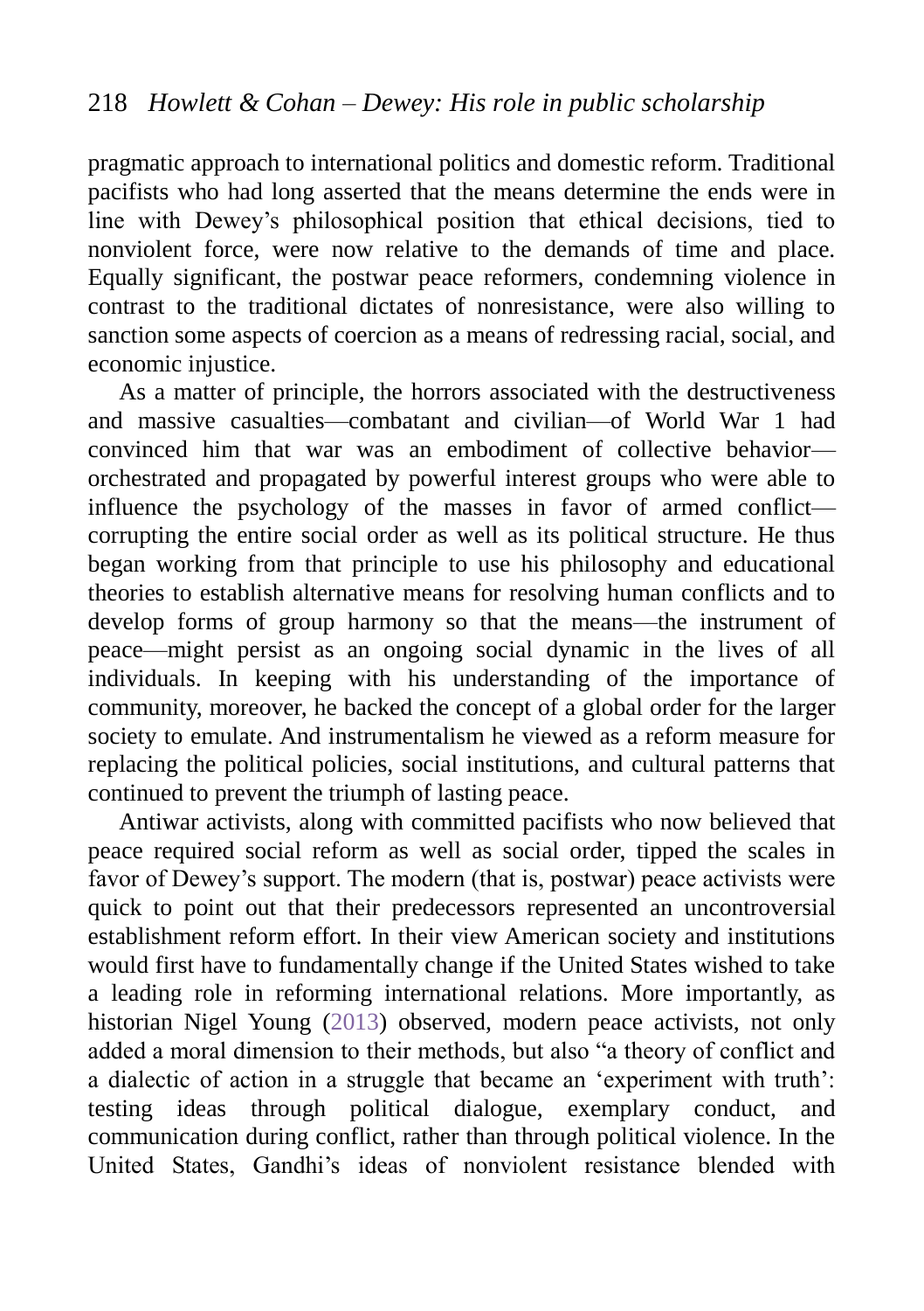pragmatic approach to international politics and domestic reform. Traditional pacifists who had long asserted that the means determine the ends were in line with Dewey's philosophical position that ethical decisions, tied to nonviolent force, were now relative to the demands of time and place. Equally significant, the postwar peace reformers, condemning violence in contrast to the traditional dictates of nonresistance, were also willing to sanction some aspects of coercion as a means of redressing racial, social, and economic injustice.

As a matter of principle, the horrors associated with the destructiveness and massive casualties—combatant and civilian—of World War 1 had convinced him that war was an embodiment of collective behavior—orchestrated and propagated by powerful interest groups who were able to influence the psychology of the masses in favor of armed conflict—corrupting the entire social order as well as its political structure. He thus began working from that principle to use his philosophy and educational theories to establish alternative means for resolving human conflicts and to develop forms of group harmony so that the means—the instrument of peace—might persist as an ongoing social dynamic in the lives of all individuals. In keeping with his understanding of the importance of community, moreover, he backed the concept of a global order for the larger society to emulate. And instrumentalism he viewed as a reform measure for replacing the political policies, social institutions, and cultural patterns that continued to prevent the triumph of lasting peace.

Antiwar activists, along with committed pacifists who now believed that peace required social reform as well as social order, tipped the scales in favor of Dewey's support. The modern (that is, postwar) peace activists were quick to point out that their predecessors represented an uncontroversial establishment reform effort. In their view American society and institutions would first have to fundamentally change if the United States wished to take a leading role in reforming international relations. More importantly, as historian Nigel Young (2013) observed, modern peace activists, not only added a moral dimension to their methods, but also "a theory of conflict and a dialectic of action in a struggle that became an 'experiment with truth': testing ideas through political dialogue, exemplary conduct, and communication during conflict, rather than through political violence. In the United States, Gandhi's ideas of nonviolent resistance blended with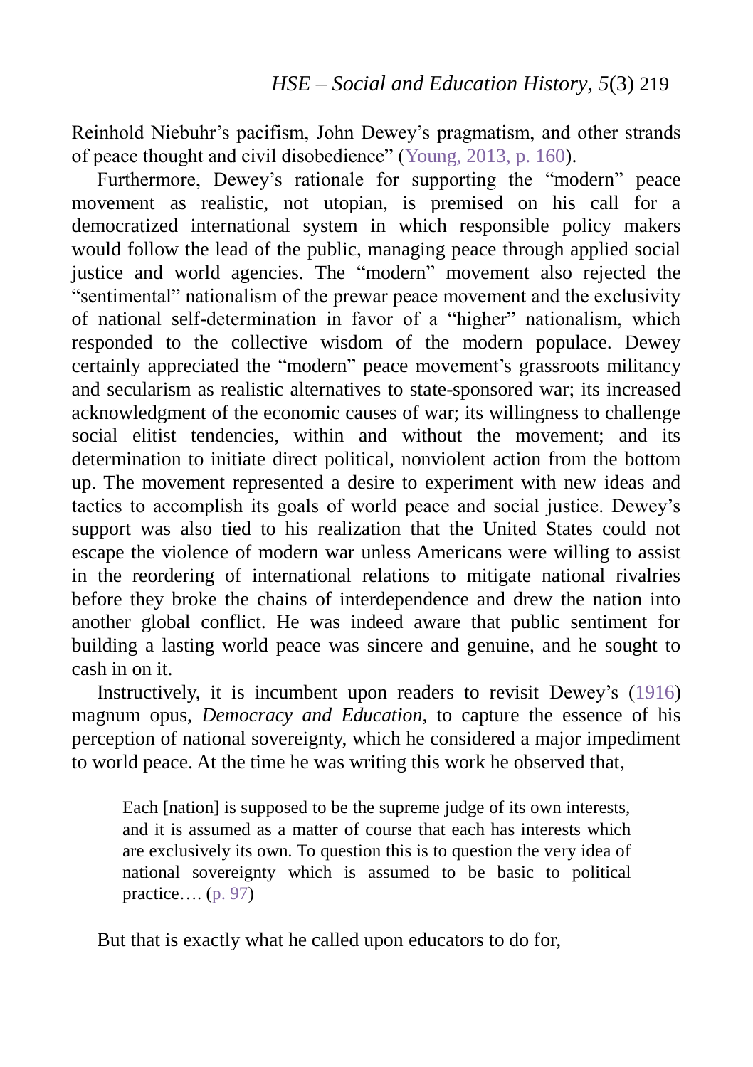Reinhold Niebuhr's pacifism, John Dewey's pragmatism, and other strands of peace thought and civil disobedience" (Young, 2013, p. 160).

Furthermore, Dewey's rationale for supporting the "modern" peace movement as realistic, not utopian, is premised on his call for a democratized international system in which responsible policy makers would follow the lead of the public, managing peace through applied social justice and world agencies. The "modern" movement also rejected the "sentimental" nationalism of the prewar peace movement and the exclusivity of national self-determination in favor of a "higher" nationalism, which responded to the collective wisdom of the modern populace. Dewey certainly appreciated the "modern" peace movement's grassroots militancy and secularism as realistic alternatives to state-sponsored war; its increased acknowledgment of the economic causes of war; its willingness to challenge social elitist tendencies, within and without the movement; and its determination to initiate direct political, nonviolent action from the bottom up. The movement represented a desire to experiment with new ideas and tactics to accomplish its goals of world peace and social justice. Dewey's support was also tied to his realization that the United States could not escape the violence of modern war unless Americans were willing to assist in the reordering of international relations to mitigate national rivalries before they broke the chains of interdependence and drew the nation into another global conflict. He was indeed aware that public sentiment for building a lasting world peace was sincere and genuine, and he sought to cash in on it.

Instructively, it is incumbent upon readers to revisit Dewey's (1916) magnum opus, *Democracy and Education*, to capture the essence of his perception of national sovereignty, which he considered a major impediment to world peace. At the time he was writing this work he observed that,

> Each [nation] is supposed to be the supreme judge of its own interests, and it is assumed as a matter of course that each has interests which are exclusively its own. To question this is to question the very idea of national sovereignty which is assumed to be basic to political practice…. (p. 97)

But that is exactly what he called upon educators to do for,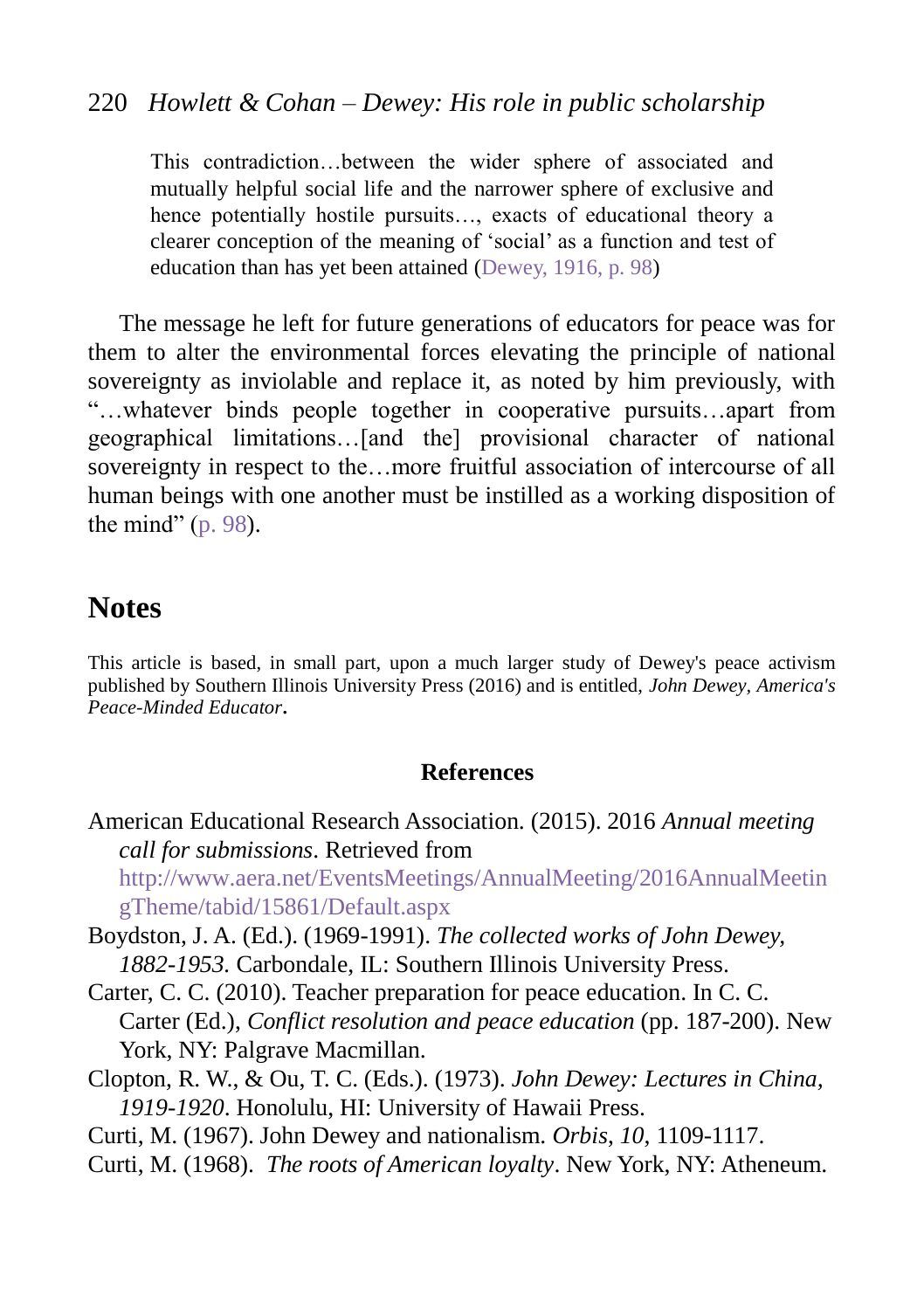> This contradiction…between the wider sphere of associated and mutually helpful social life and the narrower sphere of exclusive and hence potentially hostile pursuits…, exacts of educational theory a clearer conception of the meaning of 'social' as a function and test of education than has yet been attained (Dewey, 1916, p. 98)

The message he left for future generations of educators for peace was for them to alter the environmental forces elevating the principle of national sovereignty as inviolable and replace it, as noted by him previously, with "…whatever binds people together in cooperative pursuits…apart from geographical limitations…[and the] provisional character of national sovereignty in respect to the…more fruitful association of intercourse of all human beings with one another must be instilled as a working disposition of the mind" (p. 98).

## Notes

This article is based, in small part, upon a much larger study of Dewey's peace activism published by Southern Illinois University Press (2016) and is entitled, *John Dewey, America's Peace-Minded Educator*.

### References

American Educational Research Association. (2015). 2016 *Annual meeting call for submissions*. Retrieved from http://www.aera.net/EventsMeetings/AnnualMeeting/2016AnnualMeetingTheme/tabid/15861/Default.aspx

Boydston, J. A. (Ed.). (1969-1991). *The collected works of John Dewey, 1882-1953*. Carbondale, IL: Southern Illinois University Press.

Carter, C. C. (2010). Teacher preparation for peace education. In C. C. Carter (Ed.), *Conflict resolution and peace education* (pp. 187-200). New York, NY: Palgrave Macmillan.

Clopton, R. W., & Ou, T. C. (Eds.). (1973). *John Dewey: Lectures in China, 1919-1920*. Honolulu, HI: University of Hawaii Press.

Curti, M. (1967). John Dewey and nationalism. *Orbis*, *10*, 1109-1117.

Curti, M. (1968). *The roots of American loyalty*. New York, NY: Atheneum.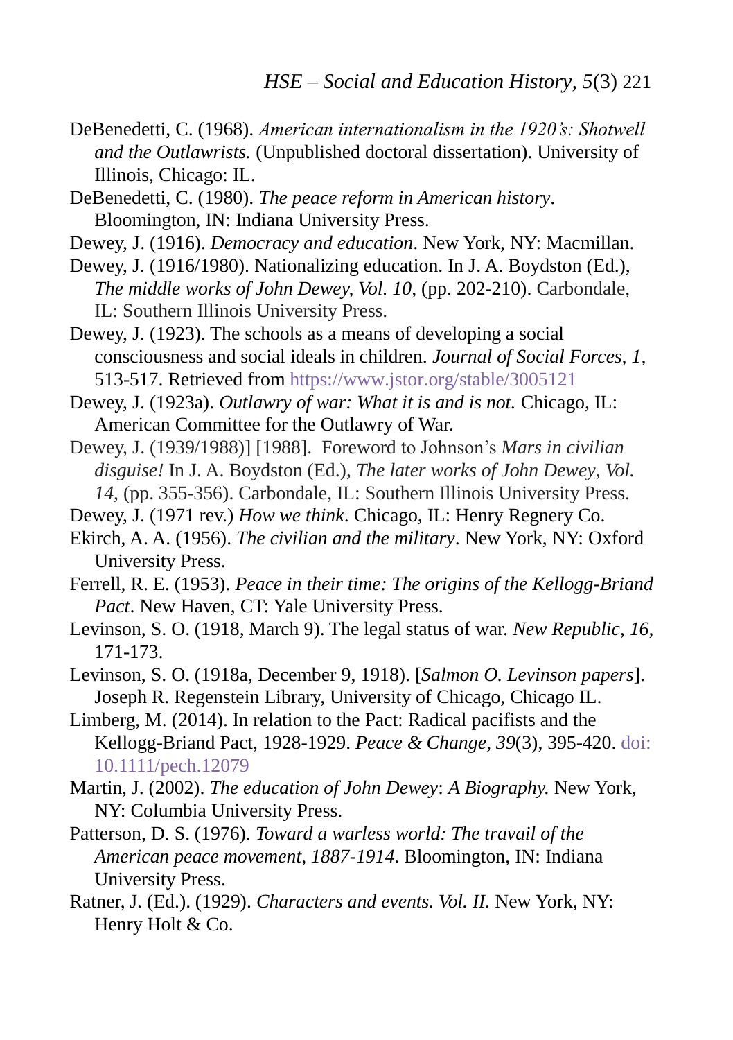DeBenedetti, C. (1968). *American internationalism in the 1920's: Shotwell and the Outlawrists.* (Unpublished doctoral dissertation). University of Illinois, Chicago: IL.

DeBenedetti, C. (1980). *The peace reform in American history*. Bloomington, IN: Indiana University Press.

Dewey, J. (1916). *Democracy and education*. New York, NY: Macmillan.

Dewey, J. (1916/1980). Nationalizing education. In J. A. Boydston (Ed.), *The middle works of John Dewey, Vol. 10,* (pp. 202-210). Carbondale, IL: Southern Illinois University Press.

Dewey, J. (1923). The schools as a means of developing a social consciousness and social ideals in children. *Journal of Social Forces, 1,* 513-517. Retrieved from https://www.jstor.org/stable/3005121

Dewey, J. (1923a). *Outlawry of war: What it is and is not.* Chicago, IL: American Committee for the Outlawry of War.

Dewey, J. (1939/1988)] [1988]. Foreword to Johnson's *Mars in civilian disguise!* In J. A. Boydston (Ed.), *The later works of John Dewey, Vol. 14,* (pp. 355-356). Carbondale, IL: Southern Illinois University Press.

Dewey, J. (1971 rev.) *How we think*. Chicago, IL: Henry Regnery Co.

Ekirch, A. A. (1956). *The civilian and the military*. New York, NY: Oxford University Press.

Ferrell, R. E. (1953). *Peace in their time: The origins of the Kellogg-Briand Pact*. New Haven, CT: Yale University Press.

Levinson, S. O. (1918, March 9). The legal status of war. *New Republic, 16*, 171-173.

Levinson, S. O. (1918a, December 9, 1918). [*Salmon O. Levinson papers*]. Joseph R. Regenstein Library, University of Chicago, Chicago IL.

Limberg, M. (2014). In relation to the Pact: Radical pacifists and the Kellogg-Briand Pact, 1928-1929. *Peace & Change, 39*(3), 395-420. doi: 10.1111/pech.12079

Martin, J. (2002). *The education of John Dewey*: *A Biography.* New York, NY: Columbia University Press.

Patterson, D. S. (1976). *Toward a warless world: The travail of the American peace movement, 1887-1914*. Bloomington, IN: Indiana University Press.

Ratner, J. (Ed.). (1929). *Characters and events. Vol. II.* New York, NY: Henry Holt & Co.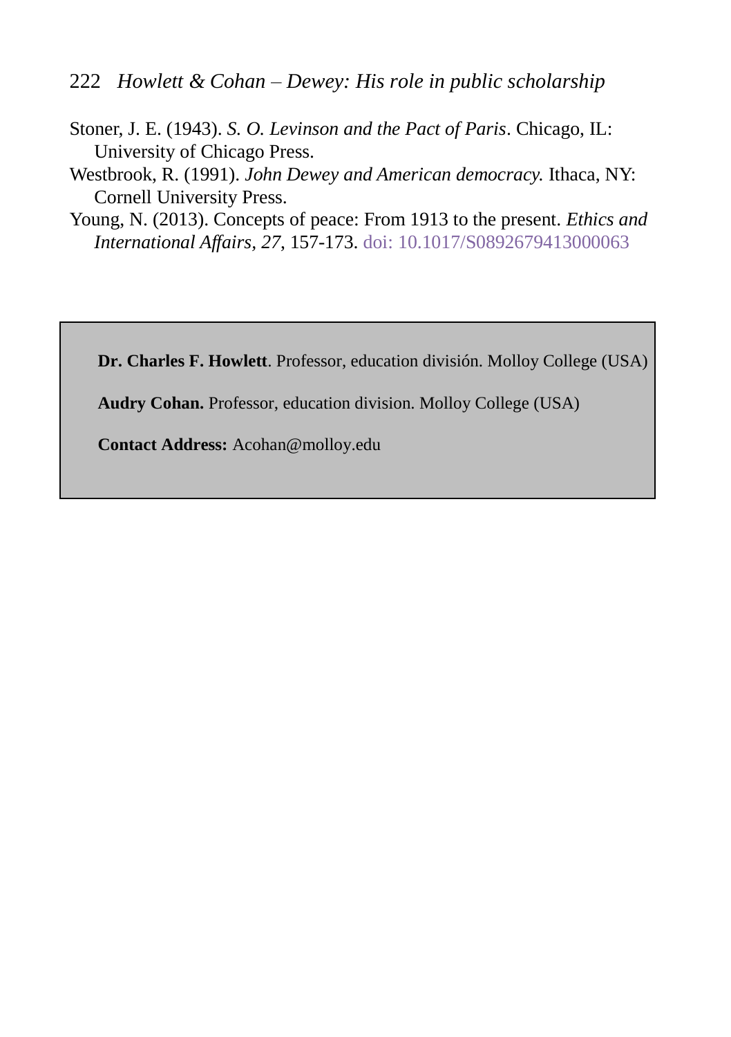Stoner, J. E. (1943). *S. O. Levinson and the Pact of Paris*. Chicago, IL: University of Chicago Press.

Westbrook, R. (1991). *John Dewey and American democracy.* Ithaca, NY: Cornell University Press.

Young, N. (2013). Concepts of peace: From 1913 to the present. *Ethics and International Affairs, 27*, 157-173. doi: 10.1017/S0892679413000063

**Dr. Charles F. Howlett**. Professor, education división. Molloy College (USA)

**Audry Cohan.** Professor, education division. Molloy College (USA)

**Contact Address:** Acohan@molloy.edu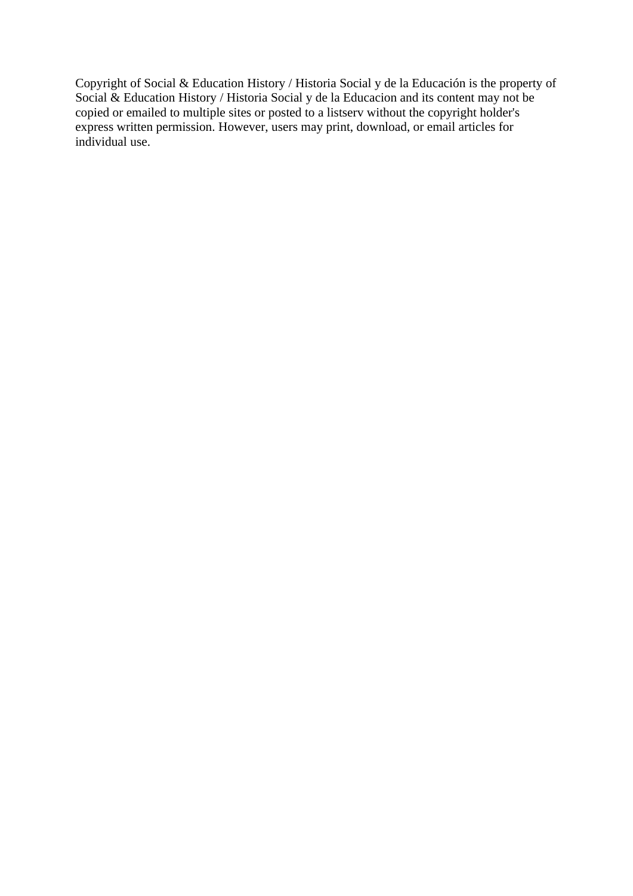Copyright of Social & Education History / Historia Social y de la Educación is the property of Social & Education History / Historia Social y de la Educacion and its content may not be copied or emailed to multiple sites or posted to a listserv without the copyright holder's express written permission. However, users may print, download, or email articles for individual use.